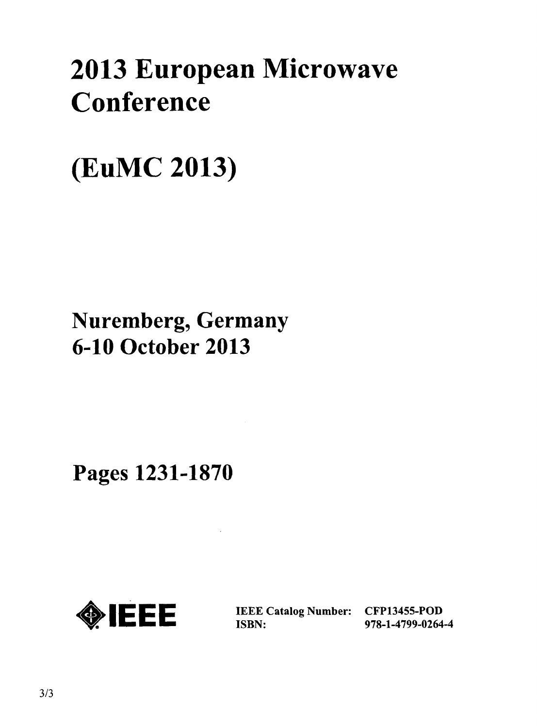# 2013 European Microwave Conference

# (EuMC 2013)

**Nuremberg, Germany**
**6-10 October 2013**

**Pages 1231-1870**

IEEE

| | |
|---|---|
| **IEEE Catalog Number:** | **CFP13455-POD** |
| **ISBN:** | **978-1-4799-0264-4** |

3/3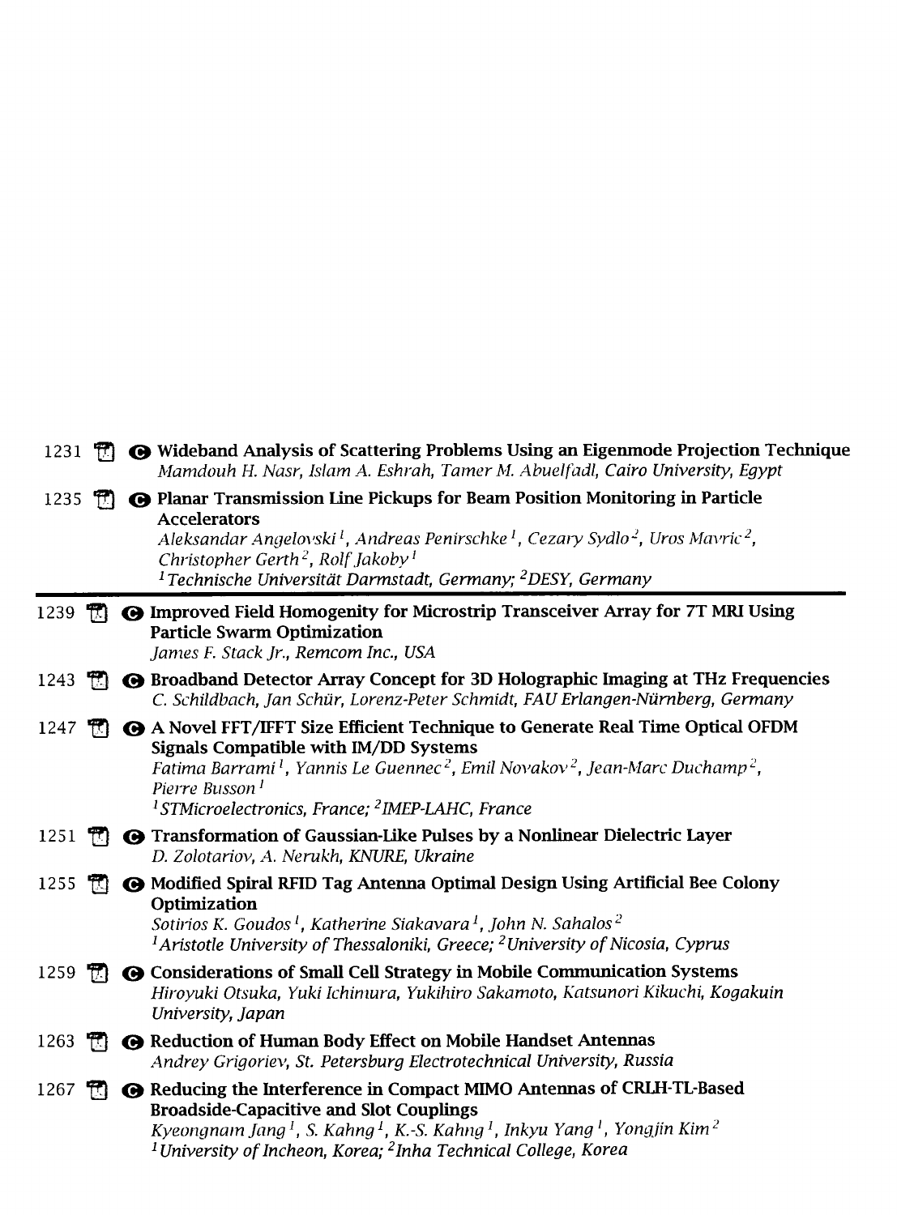1231 **Wideband Analysis of Scattering Problems Using an Eigenmode Projection Technique**
*Mamdouh H. Nasr, Islam A. Eshrah, Tamer M. Abuelfadl, Cairo University, Egypt*

1235 **Planar Transmission Line Pickups for Beam Position Monitoring in Particle Accelerators**
*Aleksandar Angelovski[1], Andreas Penirschke[1], Cezary Sydlo[2], Uros Mavric[2], Christopher Gerth[2], Rolf Jakoby[1]*
*[1]Technische Universität Darmstadt, Germany; [2]DESY, Germany*

---

1239 **Improved Field Homogenity for Microstrip Transceiver Array for 7T MRI Using Particle Swarm Optimization**
*James F. Stack Jr., Remcom Inc., USA*

1243 **Broadband Detector Array Concept for 3D Holographic Imaging at THz Frequencies**
*C. Schildbach, Jan Schür, Lorenz-Peter Schmidt, FAU Erlangen-Nürnberg, Germany*

1247 **A Novel FFT/IFFT Size Efficient Technique to Generate Real Time Optical OFDM Signals Compatible with IM/DD Systems**
*Fatima Barrami[1], Yannis Le Guennec[2], Emil Novakov[2], Jean-Marc Duchamp[2], Pierre Busson[1]*
*[1]STMicroelectronics, France; [2]IMEP-LAHC, France*

1251 **Transformation of Gaussian-Like Pulses by a Nonlinear Dielectric Layer**
*D. Zolotariov, A. Nerukh, KNURE, Ukraine*

1255 **Modified Spiral RFID Tag Antenna Optimal Design Using Artificial Bee Colony Optimization**
*Sotirios K. Goudos[1], Katherine Siakavara[1], John N. Sahalos[2]*
*[1]Aristotle University of Thessaloniki, Greece; [2]University of Nicosia, Cyprus*

1259 **Considerations of Small Cell Strategy in Mobile Communication Systems**
*Hiroyuki Otsuka, Yuki Ichimura, Yukihiro Sakamoto, Katsunori Kikuchi, Kogakuin University, Japan*

1263 **Reduction of Human Body Effect on Mobile Handset Antennas**
*Andrey Grigoriev, St. Petersburg Electrotechnical University, Russia*

1267 **Reducing the Interference in Compact MIMO Antennas of CRLH-TL-Based Broadside-Capacitive and Slot Couplings**
*Kyeongnam Jang[1], S. Kahng[1], K.-S. Kahng[1], Inkyu Yang[1], Yongjin Kim[2]*
*[1]University of Incheon, Korea; [2]Inha Technical College, Korea*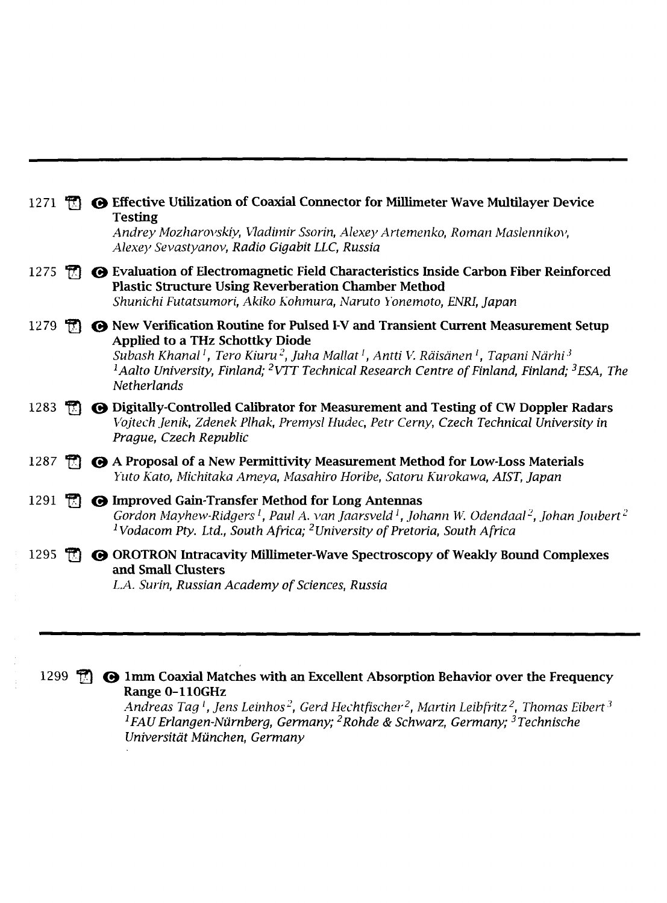1271 **Effective Utilization of Coaxial Connector for Millimeter Wave Multilayer Device Testing**
*Andrey Mozharovskiy, Vladimir Ssorin, Alexey Artemenko, Roman Maslennikov, Alexey Sevastyanov, Radio Gigabit LLC, Russia*

1275 **Evaluation of Electromagnetic Field Characteristics Inside Carbon Fiber Reinforced Plastic Structure Using Reverberation Chamber Method**
*Shunichi Futatsumori, Akiko Kohmura, Naruto Yonemoto, ENRI, Japan*

1279 **New Verification Routine for Pulsed I-V and Transient Current Measurement Setup Applied to a THz Schottky Diode**
*Subash Khanal[1], Tero Kiuru[2], Juha Mallat[1], Antti V. Räisänen[1], Tapani Närhi[3]*
*[1]Aalto University, Finland; [2]VTT Technical Research Centre of Finland, Finland; [3]ESA, The Netherlands*

1283 **Digitally-Controlled Calibrator for Measurement and Testing of CW Doppler Radars**
*Vojtech Jenik, Zdenek Plhak, Premysl Hudec, Petr Cerny, Czech Technical University in Prague, Czech Republic*

1287 **A Proposal of a New Permittivity Measurement Method for Low-Loss Materials**
*Yuto Kato, Michitaka Ameya, Masahiro Horibe, Satoru Kurokawa, AIST, Japan*

1291 **Improved Gain-Transfer Method for Long Antennas**
*Gordon Mayhew-Ridgers[1], Paul A. van Jaarsveld[1], Johann W. Odendaal[2], Johan Joubert[2]*
*[1]Vodacom Pty. Ltd., South Africa; [2]University of Pretoria, South Africa*

1295 **OROTRON Intracavity Millimeter-Wave Spectroscopy of Weakly Bound Complexes and Small Clusters**
*L.A. Surin, Russian Academy of Sciences, Russia*

---

1299 **1mm Coaxial Matches with an Excellent Absorption Behavior over the Frequency Range 0–110GHz**
*Andreas Tag[1], Jens Leinhos[2], Gerd Hechtfischer[2], Martin Leibfritz[2], Thomas Eibert[3]*
*[1]FAU Erlangen-Nürnberg, Germany; [2]Rohde & Schwarz, Germany; [3]Technische Universität München, Germany*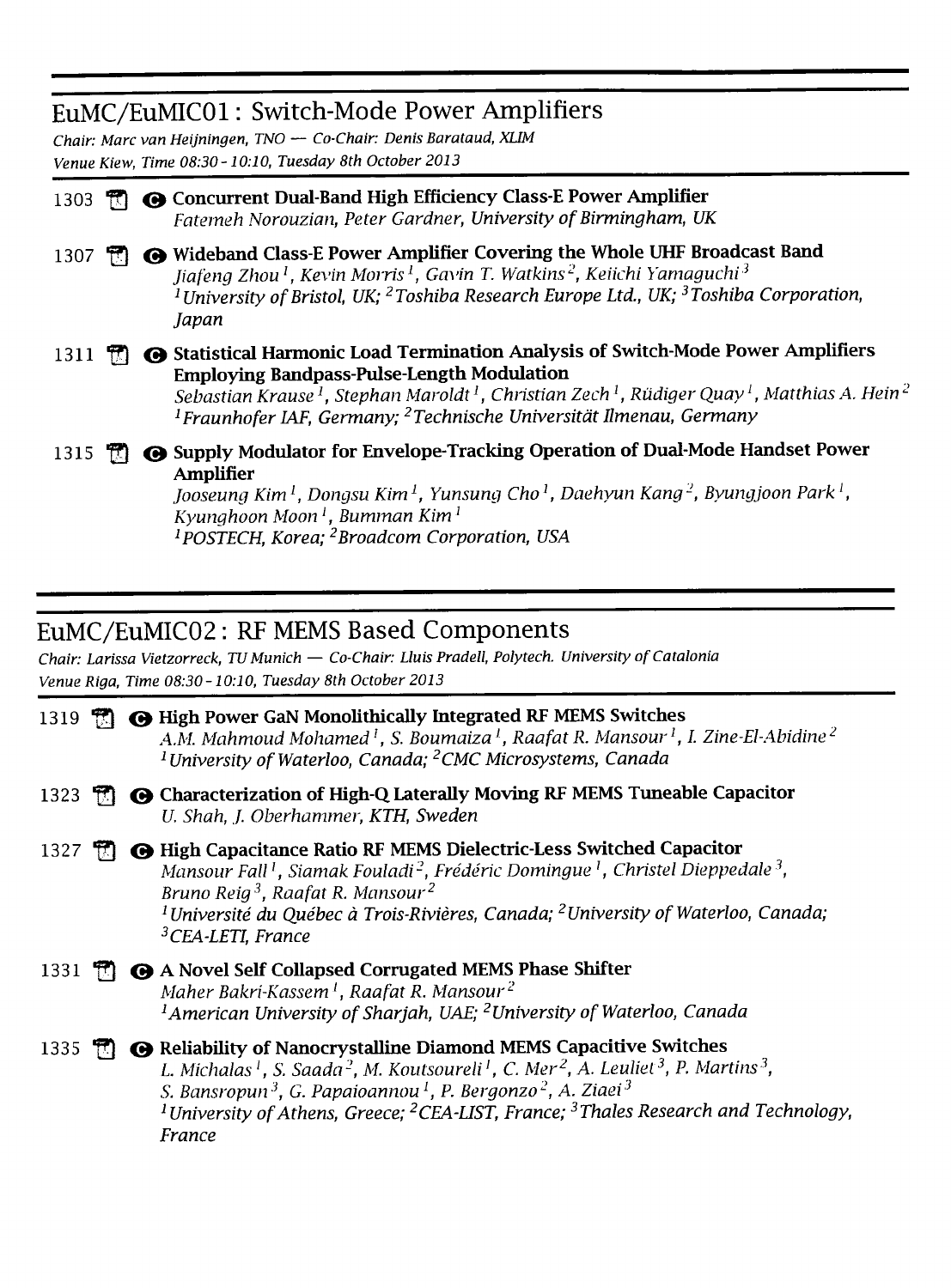## EuMC/EuMIC01: Switch-Mode Power Amplifiers

*Chair: Marc van Heijningen, TNO — Co-Chair: Denis Barataud, XLIM*
*Venue Kiew, Time 08:30 - 10:10, Tuesday 8th October 2013*

1303 **Concurrent Dual-Band High Efficiency Class-E Power Amplifier**
*Fatemeh Norouzian, Peter Gardner, University of Birmingham, UK*

1307 **Wideband Class-E Power Amplifier Covering the Whole UHF Broadcast Band**
*Jiafeng Zhou [1], Kevin Morris [1], Gavin T. Watkins [2], Keiichi Yamaguchi [3]*
*[1] University of Bristol, UK; [2] Toshiba Research Europe Ltd., UK; [3] Toshiba Corporation, Japan*

1311 **Statistical Harmonic Load Termination Analysis of Switch-Mode Power Amplifiers Employing Bandpass-Pulse-Length Modulation**
*Sebastian Krause [1], Stephan Maroldt [1], Christian Zech [1], Rüdiger Quay [1], Matthias A. Hein [2]*
*[1] Fraunhofer IAF, Germany; [2] Technische Universität Ilmenau, Germany*

1315 **Supply Modulator for Envelope-Tracking Operation of Dual-Mode Handset Power Amplifier**
*Jooseung Kim [1], Dongsu Kim [1], Yunsung Cho [1], Daehyun Kang [2], Byungjoon Park [1], Kyunghoon Moon [1], Bumman Kim [1]*
*[1] POSTECH, Korea; [2] Broadcom Corporation, USA*

## EuMC/EuMIC02: RF MEMS Based Components

*Chair: Larissa Vietzorreck, TU Munich — Co-Chair: Lluis Pradell, Polytech. University of Catalonia*
*Venue Riga, Time 08:30 - 10:10, Tuesday 8th October 2013*

1319 **High Power GaN Monolithically Integrated RF MEMS Switches**
*A.M. Mahmoud Mohamed [1], S. Boumaiza [1], Raafat R. Mansour [1], I. Zine-El-Abidine [2]*
*[1] University of Waterloo, Canada; [2] CMC Microsystems, Canada*

1323 **Characterization of High-Q Laterally Moving RF MEMS Tuneable Capacitor**
*U. Shah, J. Oberhammer, KTH, Sweden*

1327 **High Capacitance Ratio RF MEMS Dielectric-Less Switched Capacitor**
*Mansour Fall [1], Siamak Fouladi [2], Frédéric Domingue [1], Christel Dieppedale [3], Bruno Reig [3], Raafat R. Mansour [2]*
*[1] Université du Québec à Trois-Rivières, Canada; [2] University of Waterloo, Canada; [3] CEA-LETI, France*

1331 **A Novel Self Collapsed Corrugated MEMS Phase Shifter**
*Maher Bakri-Kassem [1], Raafat R. Mansour [2]*
*[1] American University of Sharjah, UAE; [2] University of Waterloo, Canada*

1335 **Reliability of Nanocrystalline Diamond MEMS Capacitive Switches**
*L. Michalas [1], S. Saada [2], M. Koutsoureli [1], C. Mer [2], A. Leuliet [3], P. Martins [3], S. Bansropun [3], G. Papaioannou [1], P. Bergonzo [2], A. Ziaei [3]*
*[1] University of Athens, Greece; [2] CEA-LIST, France; [3] Thales Research and Technology, France*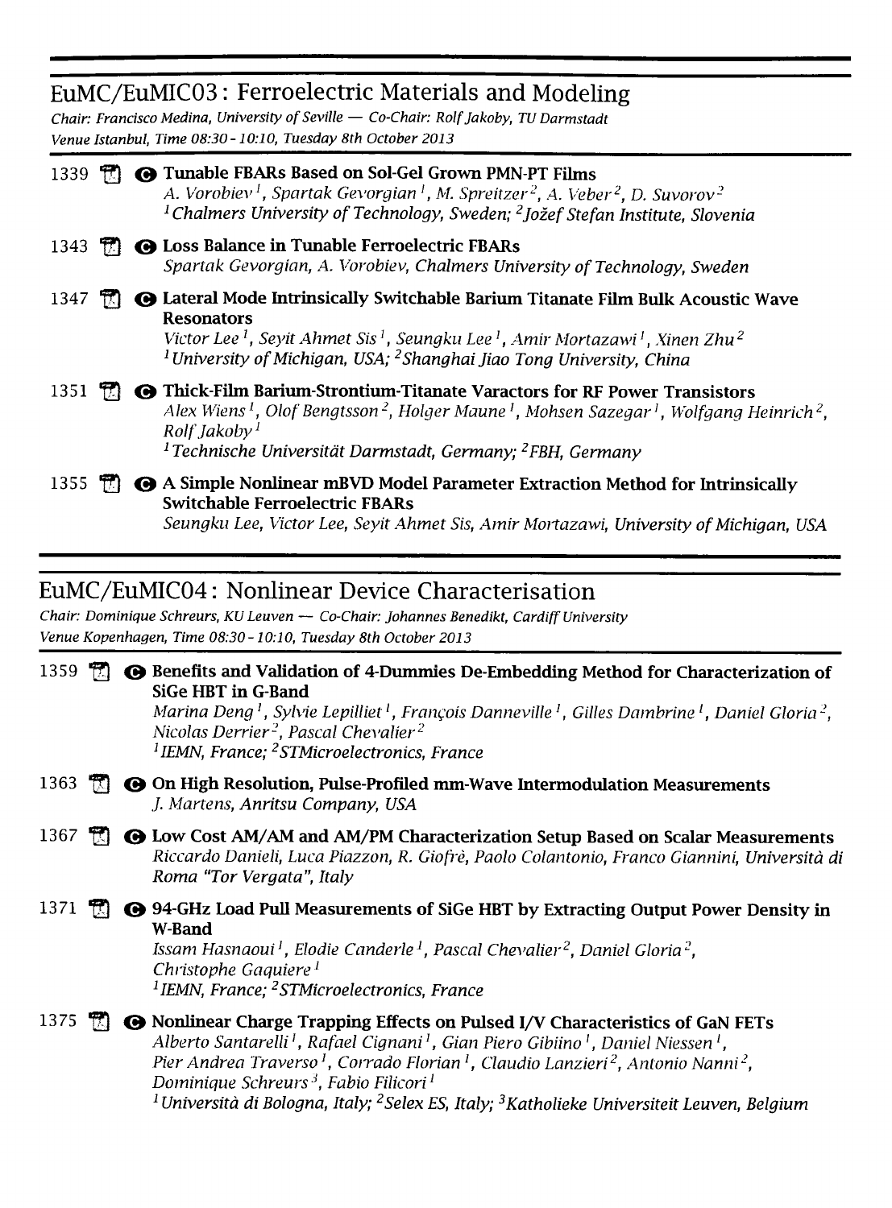## EuMC/EuMIC03 : Ferroelectric Materials and Modeling

*Chair: Francisco Medina, University of Seville — Co-Chair: Rolf Jakoby, TU Darmstadt*
*Venue Istanbul, Time 08:30 - 10:10, Tuesday 8th October 2013*

1339 **Tunable FBARs Based on Sol-Gel Grown PMN-PT Films**
*A. Vorobiev [1], Spartak Gevorgian [1], M. Spreitzer [2], A. Veber [2], D. Suvorov [2]*
*[1] Chalmers University of Technology, Sweden; [2] Jožef Stefan Institute, Slovenia*

1343 **Loss Balance in Tunable Ferroelectric FBARs**
*Spartak Gevorgian, A. Vorobiev, Chalmers University of Technology, Sweden*

1347 **Lateral Mode Intrinsically Switchable Barium Titanate Film Bulk Acoustic Wave Resonators**
*Victor Lee [1], Seyit Ahmet Sis [1], Seungku Lee [1], Amir Mortazawi [1], Xinen Zhu [2]*
*[1] University of Michigan, USA; [2] Shanghai Jiao Tong University, China*

1351 **Thick-Film Barium-Strontium-Titanate Varactors for RF Power Transistors**
*Alex Wiens [1], Olof Bengtsson [2], Holger Maune [1], Mohsen Sazegar [1], Wolfgang Heinrich [2], Rolf Jakoby [1]*
*[1] Technische Universität Darmstadt, Germany; [2] FBH, Germany*

1355 **A Simple Nonlinear mBVD Model Parameter Extraction Method for Intrinsically Switchable Ferroelectric FBARs**
*Seungku Lee, Victor Lee, Seyit Ahmet Sis, Amir Mortazawi, University of Michigan, USA*

## EuMC/EuMIC04 : Nonlinear Device Characterisation

*Chair: Dominique Schreurs, KU Leuven — Co-Chair: Johannes Benedikt, Cardiff University*
*Venue Kopenhagen, Time 08:30 - 10:10, Tuesday 8th October 2013*

1359 **Benefits and Validation of 4-Dummies De-Embedding Method for Characterization of SiGe HBT in G-Band**
*Marina Deng [1], Sylvie Lepilliet [1], François Danneville [1], Gilles Dambrine [1], Daniel Gloria [2], Nicolas Derrier [2], Pascal Chevalier [2]*
*[1] IEMN, France; [2] STMicroelectronics, France*

1363 **On High Resolution, Pulse-Profiled mm-Wave Intermodulation Measurements**
*J. Martens, Anritsu Company, USA*

1367 **Low Cost AM/AM and AM/PM Characterization Setup Based on Scalar Measurements**
*Riccardo Danieli, Luca Piazzon, R. Giofrè, Paolo Colantonio, Franco Giannini, Università di Roma "Tor Vergata", Italy*

1371 **94-GHz Load Pull Measurements of SiGe HBT by Extracting Output Power Density in W-Band**
*Issam Hasnaoui [1], Elodie Canderle [1], Pascal Chevalier [2], Daniel Gloria [2], Christophe Gaquiere [1]*
*[1] IEMN, France; [2] STMicroelectronics, France*

1375 **Nonlinear Charge Trapping Effects on Pulsed I/V Characteristics of GaN FETs**
*Alberto Santarelli [1], Rafael Cignani [1], Gian Piero Gibiino [1], Daniel Niessen [1], Pier Andrea Traverso [1], Corrado Florian [1], Claudio Lanzieri [2], Antonio Nanni [2], Dominique Schreurs [3], Fabio Filicori [1]*
*[1] Università di Bologna, Italy; [2] Selex ES, Italy; [3] Katholieke Universiteit Leuven, Belgium*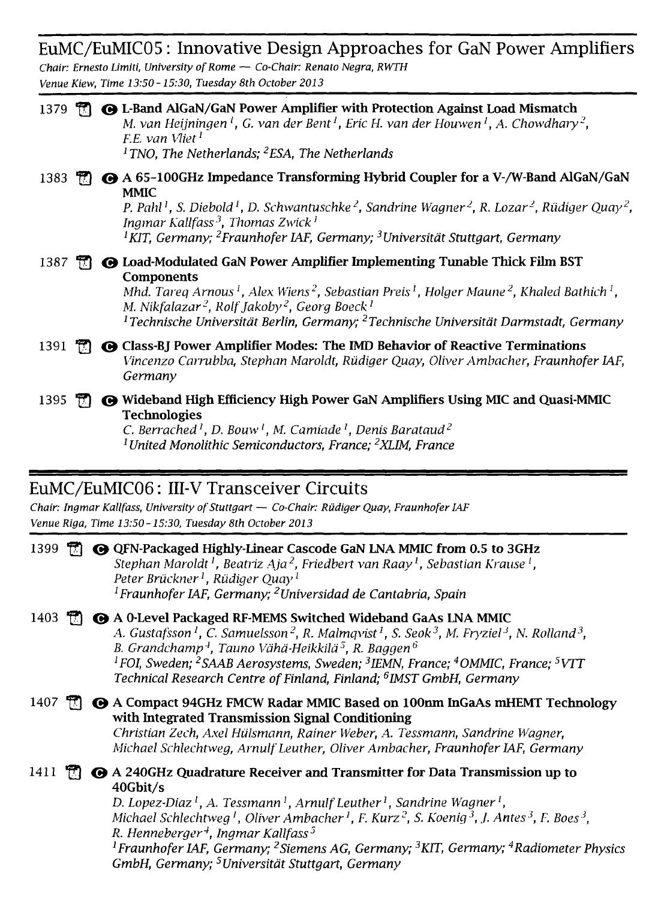## EuMC/EuMIC05: Innovative Design Approaches for GaN Power Amplifiers

*Chair: Ernesto Limiti, University of Rome — Co-Chair: Renato Negra, RWTH*
*Venue Kiew, Time 13:50 - 15:30, Tuesday 8th October 2013*

1379 **L-Band AlGaN/GaN Power Amplifier with Protection Against Load Mismatch**
*M. van Heijningen [1], G. van der Bent [1], Eric H. van der Houwen [1], A. Chowdhary [2], F.E. van Vliet [1]*
*[1] TNO, The Netherlands; [2] ESA, The Netherlands*

1383 **A 65-100GHz Impedance Transforming Hybrid Coupler for a V-/W-Band AlGaN/GaN MMIC**
*P. Pahl [1], S. Diebold [1], D. Schwantuschke [2], Sandrine Wagner [2], R. Lozar [2], Rüdiger Quay [2], Ingmar Kallfass [3], Thomas Zwick [1]*
*[1] KIT, Germany; [2] Fraunhofer IAF, Germany; [3] Universität Stuttgart, Germany*

1387 **Load-Modulated GaN Power Amplifier Implementing Tunable Thick Film BST Components**
*Mhd. Tareq Arnous [1], Alex Wiens [2], Sebastian Preis [1], Holger Maune [2], Khaled Bathich [1], M. Nikfalazar [2], Rolf Jakoby [2], Georg Boeck [1]*
*[1] Technische Universität Berlin, Germany; [2] Technische Universität Darmstadt, Germany*

1391 **Class-BJ Power Amplifier Modes: The IMD Behavior of Reactive Terminations**
*Vincenzo Carrubba, Stephan Maroldt, Rüdiger Quay, Oliver Ambacher, Fraunhofer IAF, Germany*

1395 **Wideband High Efficiency High Power GaN Amplifiers Using MIC and Quasi-MMIC Technologies**
*C. Berrached [1], D. Bouw [1], M. Camiade [1], Denis Barataud [2]*
*[1] United Monolithic Semiconductors, France; [2] XLIM, France*

## EuMC/EuMIC06: III-V Transceiver Circuits

*Chair: Ingmar Kallfass, University of Stuttgart — Co-Chair: Rüdiger Quay, Fraunhofer IAF*
*Venue Riga, Time 13:50 - 15:30, Tuesday 8th October 2013*

1399 **QFN-Packaged Highly-Linear Cascode GaN LNA MMIC from 0.5 to 3GHz**
*Stephan Maroldt [1], Beatriz Aja [2], Friedbert van Raay [1], Sebastian Krause [1], Peter Brückner [1], Rüdiger Quay [1]*
*[1] Fraunhofer IAF, Germany; [2] Universidad de Cantabria, Spain*

1403 **A 0-Level Packaged RF-MEMS Switched Wideband GaAs LNA MMIC**
*A. Gustafsson [1], C. Samuelsson [2], R. Malmqvist [1], S. Seok [3], M. Fryziel [3], N. Rolland [3], B. Grandchamp [4], Tauno Vähä-Heikkilä [5], R. Baggen [6]*
*[1] FOI, Sweden; [2] SAAB Aerosystems, Sweden; [3] IEMN, France; [4] OMMIC, France; [5] VTT Technical Research Centre of Finland, Finland; [6] IMST GmbH, Germany*

1407 **A Compact 94GHz FMCW Radar MMIC Based on 100nm InGaAs mHEMT Technology with Integrated Transmission Signal Conditioning**
*Christian Zech, Axel Hülsmann, Rainer Weber, A. Tessmann, Sandrine Wagner, Michael Schlechtweg, Arnulf Leuther, Oliver Ambacher, Fraunhofer IAF, Germany*

1411 **A 240GHz Quadrature Receiver and Transmitter for Data Transmission up to 40Gbit/s**
*D. Lopez-Diaz [1], A. Tessmann [1], Arnulf Leuther [1], Sandrine Wagner [1], Michael Schlechtweg [1], Oliver Ambacher [1], F. Kurz [2], S. Koenig [3], J. Antes [3], F. Boes [3], R. Henneberger [4], Ingmar Kallfass [5]*
*[1] Fraunhofer IAF, Germany; [2] Siemens AG, Germany; [3] KIT, Germany; [4] Radiometer Physics GmbH, Germany; [5] Universität Stuttgart, Germany*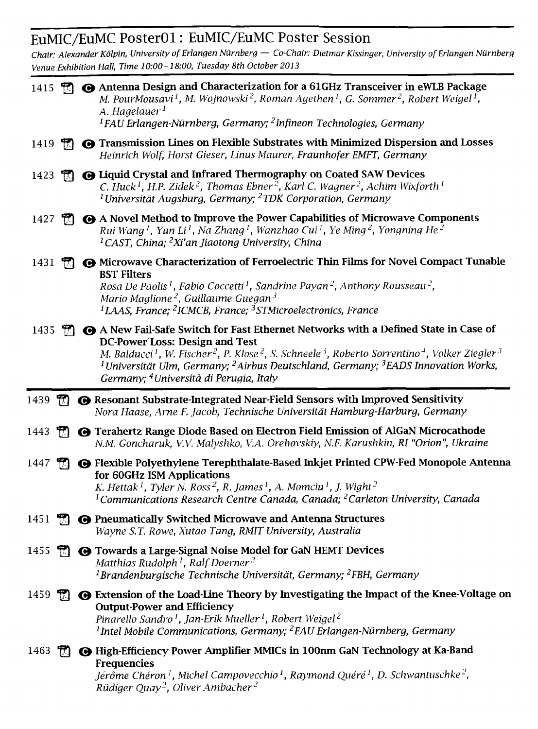## EuMIC/EuMC Poster01 : EuMIC/EuMC Poster Session

*Chair: Alexander Kölpin, University of Erlangen Nürnberg — Co-Chair: Dietmar Kissinger, University of Erlangen Nürnberg*
*Venue Exhibition Hall, Time 10:00 - 18:00, Tuesday 8th October 2013*

1415 **Antenna Design and Characterization for a 61GHz Transceiver in eWLB Package**
*M. PourMousavi[1], M. Wojnowski[2], Roman Agethen[1], G. Sommer[2], Robert Weigel[1], A. Hagelauer[1]*
*[1]FAU Erlangen-Nürnberg, Germany; [2]Infineon Technologies, Germany*

1419 **Transmission Lines on Flexible Substrates with Minimized Dispersion and Losses**
*Heinrich Wolf, Horst Gieser, Linus Maurer, Fraunhofer EMFT, Germany*

1423 **Liquid Crystal and Infrared Thermography on Coated SAW Devices**
*C. Huck[1], H.P. Zidek[2], Thomas Ebner[2], Karl C. Wagner[2], Achim Wixforth[1]*
*[1]Universität Augsburg, Germany; [2]TDK Corporation, Germany*

1427 **A Novel Method to Improve the Power Capabilities of Microwave Components**
*Rui Wang[1], Yun Li[1], Na Zhang[1], Wanzhao Cui[1], Ye Ming[2], Yongning He[2]*
*[1]CAST, China; [2]Xi'an Jiaotong University, China*

1431 **Microwave Characterization of Ferroelectric Thin Films for Novel Compact Tunable BST Filters**
*Rosa De Paolis[1], Fabio Coccetti[1], Sandrine Payan[2], Anthony Rousseau[2], Mario Maglione[2], Guillaume Guegan[3]*
*[1]LAAS, France; [2]ICMCB, France; [3]STMicroelectronics, France*

1435 **A New Fail-Safe Switch for Fast Ethernet Networks with a Defined State in Case of DC-Power Loss: Design and Test**
*M. Balducci[1], W. Fischer[2], P. Klose[2], S. Schneele[3], Roberto Sorrentino[4], Volker Ziegler[3]*
*[1]Universität Ulm, Germany; [2]Airbus Deutschland, Germany; [3]EADS Innovation Works, Germany; [4]Università di Perugia, Italy*

---

1439 **Resonant Substrate-Integrated Near-Field Sensors with Improved Sensitivity**
*Nora Haase, Arne F. Jacob, Technische Universität Hamburg-Harburg, Germany*

1443 **Terahertz Range Diode Based on Electron Field Emission of AlGaN Microcathode**
*N.M. Goncharuk, V.V. Malyshko, V.A. Orehovskiy, N.F. Karushkin, RI "Orion", Ukraine*

1447 **Flexible Polyethylene Terephthalate-Based Inkjet Printed CPW-Fed Monopole Antenna for 60GHz ISM Applications**
*K. Hettak[1], Tyler N. Ross[2], R. James[1], A. Momciu[1], J. Wight[2]*
*[1]Communications Research Centre Canada, Canada; [2]Carleton University, Canada*

1451 **Pneumatically Switched Microwave and Antenna Structures**
*Wayne S.T. Rowe, Xutao Tang, RMIT University, Australia*

1455 **Towards a Large-Signal Noise Model for GaN HEMT Devices**
*Matthias Rudolph[1], Ralf Doerner[2]*
*[1]Brandenburgische Technische Universität, Germany; [2]FBH, Germany*

1459 **Extension of the Load-Line Theory by Investigating the Impact of the Knee-Voltage on Output-Power and Efficiency**
*Pinarello Sandro[1], Jan-Erik Mueller[1], Robert Weigel[2]*
*[1]Intel Mobile Communications, Germany; [2]FAU Erlangen-Nürnberg, Germany*

1463 **High-Efficiency Power Amplifier MMICs in 100nm GaN Technology at Ka-Band Frequencies**
*Jérôme Chéron[1], Michel Campovecchio[1], Raymond Quéré[1], D. Schwantuschke[2], Rüdiger Quay[2], Oliver Ambacher[2]*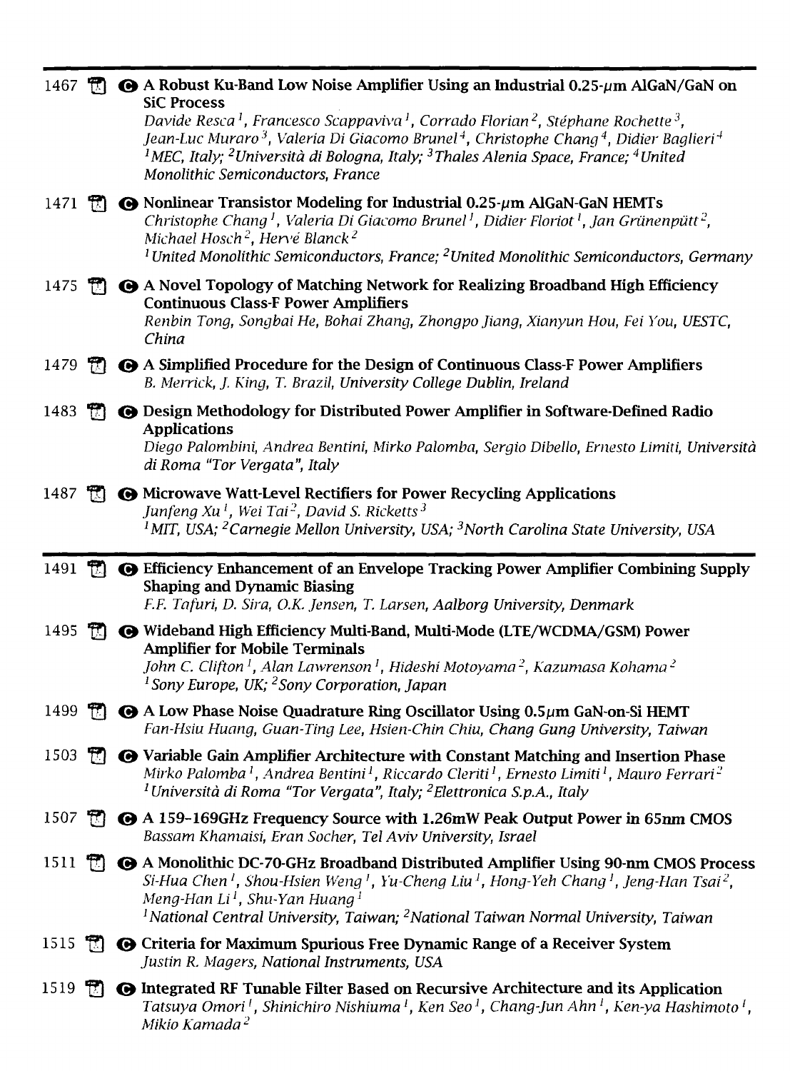1467 A Robust Ku-Band Low Noise Amplifier Using an Industrial 0.25-μm AlGaN/GaN on SiC Process
*Davide Resca[1], Francesco Scappaviva[1], Corrado Florian[2], Stéphane Rochette[3], Jean-Luc Muraro[3], Valeria Di Giacomo Brunel[4], Christophe Chang[4], Didier Baglieri[4]*
*[1]MEC, Italy; [2]Università di Bologna, Italy; [3]Thales Alenia Space, France; [4]United Monolithic Semiconductors, France*

1471 **Nonlinear Transistor Modeling for Industrial 0.25-μm AlGaN-GaN HEMTs**
*Christophe Chang[1], Valeria Di Giacomo Brunel[1], Didier Floriot[1], Jan Grünenpütt[2], Michael Hosch[2], Hervé Blanck[2]*
*[1]United Monolithic Semiconductors, France; [2]United Monolithic Semiconductors, Germany*

1475 **A Novel Topology of Matching Network for Realizing Broadband High Efficiency Continuous Class-F Power Amplifiers**
*Renbin Tong, Songbai He, Bohai Zhang, Zhongpo Jiang, Xianyun Hou, Fei You, UESTC, China*

1479 **A Simplified Procedure for the Design of Continuous Class-F Power Amplifiers**
*B. Merrick, J. King, T. Brazil, University College Dublin, Ireland*

1483 **Design Methodology for Distributed Power Amplifier in Software-Defined Radio Applications**
*Diego Palombini, Andrea Bentini, Mirko Palomba, Sergio Dibello, Ernesto Limiti, Università di Roma "Tor Vergata", Italy*

1487 **Microwave Watt-Level Rectifiers for Power Recycling Applications**
*Junfeng Xu[1], Wei Tai[2], David S. Ricketts[3]*
*[1]MIT, USA; [2]Carnegie Mellon University, USA; [3]North Carolina State University, USA*

---

1491 **Efficiency Enhancement of an Envelope Tracking Power Amplifier Combining Supply Shaping and Dynamic Biasing**
*F.F. Tafuri, D. Sira, O.K. Jensen, T. Larsen, Aalborg University, Denmark*

1495 **Wideband High Efficiency Multi-Band, Multi-Mode (LTE/WCDMA/GSM) Power Amplifier for Mobile Terminals**
*John C. Clifton[1], Alan Lawrenson[1], Hideshi Motoyama[2], Kazumasa Kohama[2]*
*[1]Sony Europe, UK; [2]Sony Corporation, Japan*

1499 **A Low Phase Noise Quadrature Ring Oscillator Using 0.5μm GaN-on-Si HEMT**
*Fan-Hsiu Huang, Guan-Ting Lee, Hsien-Chin Chiu, Chang Gung University, Taiwan*

1503 **Variable Gain Amplifier Architecture with Constant Matching and Insertion Phase**
*Mirko Palomba[1], Andrea Bentini[1], Riccardo Cleriti[1], Ernesto Limiti[1], Mauro Ferrari[2]*
*[1]Università di Roma "Tor Vergata", Italy; [2]Elettronica S.p.A., Italy*

1507 **A 159-169GHz Frequency Source with 1.26mW Peak Output Power in 65nm CMOS**
*Bassam Khamaisi, Eran Socher, Tel Aviv University, Israel*

1511 **A Monolithic DC-70-GHz Broadband Distributed Amplifier Using 90-nm CMOS Process**
*Si-Hua Chen[1], Shou-Hsien Weng[1], Yu-Cheng Liu[1], Hong-Yeh Chang[1], Jeng-Han Tsai[2], Meng-Han Li[1], Shu-Yan Huang[1]*
*[1]National Central University, Taiwan; [2]National Taiwan Normal University, Taiwan*

1515 **Criteria for Maximum Spurious Free Dynamic Range of a Receiver System**
*Justin R. Magers, National Instruments, USA*

1519 **Integrated RF Tunable Filter Based on Recursive Architecture and its Application**
*Tatsuya Omori[1], Shinichiro Nishiuma[1], Ken Seo[1], Chang-Jun Ahn[1], Ken-ya Hashimoto[1], Mikio Kamada[2]*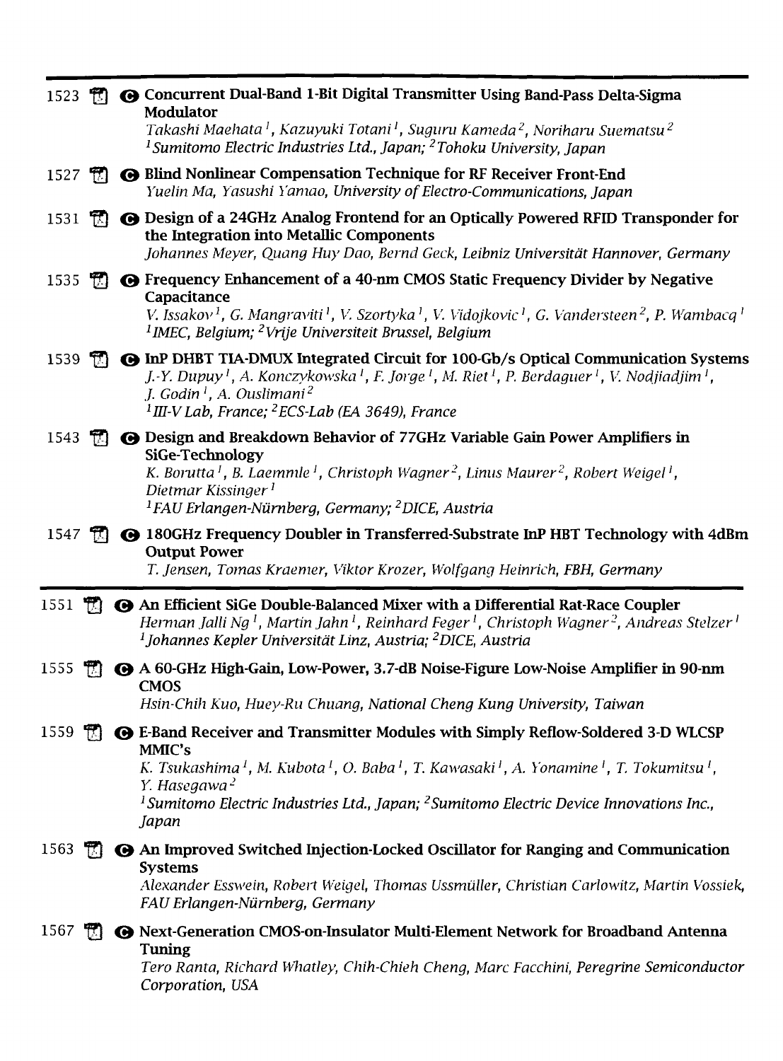1523 **Concurrent Dual-Band 1-Bit Digital Transmitter Using Band-Pass Delta-Sigma Modulator**
*Takashi Maehata [1], Kazuyuki Totani [1], Suguru Kameda [2], Noriharu Suematsu [2]*
*[1] Sumitomo Electric Industries Ltd., Japan; [2] Tohoku University, Japan*

1527 **Blind Nonlinear Compensation Technique for RF Receiver Front-End**
*Yuelin Ma, Yasushi Yamao, University of Electro-Communications, Japan*

1531 **Design of a 24GHz Analog Frontend for an Optically Powered RFID Transponder for the Integration into Metallic Components**
*Johannes Meyer, Quang Huy Dao, Bernd Geck, Leibniz Universität Hannover, Germany*

1535 **Frequency Enhancement of a 40-nm CMOS Static Frequency Divider by Negative Capacitance**
*V. Issakov [1], G. Mangraviti [1], V. Szortyka [1], V. Vidojkovic [1], G. Vandersteen [2], P. Wambacq [1]*
*[1] IMEC, Belgium; [2] Vrije Universiteit Brussel, Belgium*

1539 **InP DHBT TIA-DMUX Integrated Circuit for 100-Gb/s Optical Communication Systems**
*J.-Y. Dupuy [1], A. Konczykowska [1], F. Jorge [1], M. Riet [1], P. Berdaguer [1], V. Nodjiadjim [1], J. Godin [1], A. Ouslimani [2]*
*[1] III-V Lab, France; [2] ECS-Lab (EA 3649), France*

1543 **Design and Breakdown Behavior of 77GHz Variable Gain Power Amplifiers in SiGe-Technology**
*K. Borutta [1], B. Laemmle [1], Christoph Wagner [2], Linus Maurer [2], Robert Weigel [1], Dietmar Kissinger [1]*
*[1] FAU Erlangen-Nürnberg, Germany; [2] DICE, Austria*

1547 **180GHz Frequency Doubler in Transferred-Substrate InP HBT Technology with 4dBm Output Power**
*T. Jensen, Tomas Kraemer, Viktor Krozer, Wolfgang Heinrich, FBH, Germany*

---

1551 **An Efficient SiGe Double-Balanced Mixer with a Differential Rat-Race Coupler**
*Herman Jalli Ng [1], Martin Jahn [1], Reinhard Feger [1], Christoph Wagner [2], Andreas Stelzer [1]*
*[1] Johannes Kepler Universität Linz, Austria; [2] DICE, Austria*

1555 **A 60-GHz High-Gain, Low-Power, 3.7-dB Noise-Figure Low-Noise Amplifier in 90-nm CMOS**
*Hsin-Chih Kuo, Huey-Ru Chuang, National Cheng Kung University, Taiwan*

1559 **E-Band Receiver and Transmitter Modules with Simply Reflow-Soldered 3-D WLCSP MMIC's**
*K. Tsukashima [1], M. Kubota [1], O. Baba [1], T. Kawasaki [1], A. Yonamine [1], T. Tokumitsu [1], Y. Hasegawa [2]*
*[1] Sumitomo Electric Industries Ltd., Japan; [2] Sumitomo Electric Device Innovations Inc., Japan*

1563 **An Improved Switched Injection-Locked Oscillator for Ranging and Communication Systems**
*Alexander Esswein, Robert Weigel, Thomas Ussmüller, Christian Carlowitz, Martin Vossiek, FAU Erlangen-Nürnberg, Germany*

1567 **Next-Generation CMOS-on-Insulator Multi-Element Network for Broadband Antenna Tuning**
*Tero Ranta, Richard Whatley, Chih-Chieh Cheng, Marc Facchini, Peregrine Semiconductor Corporation, USA*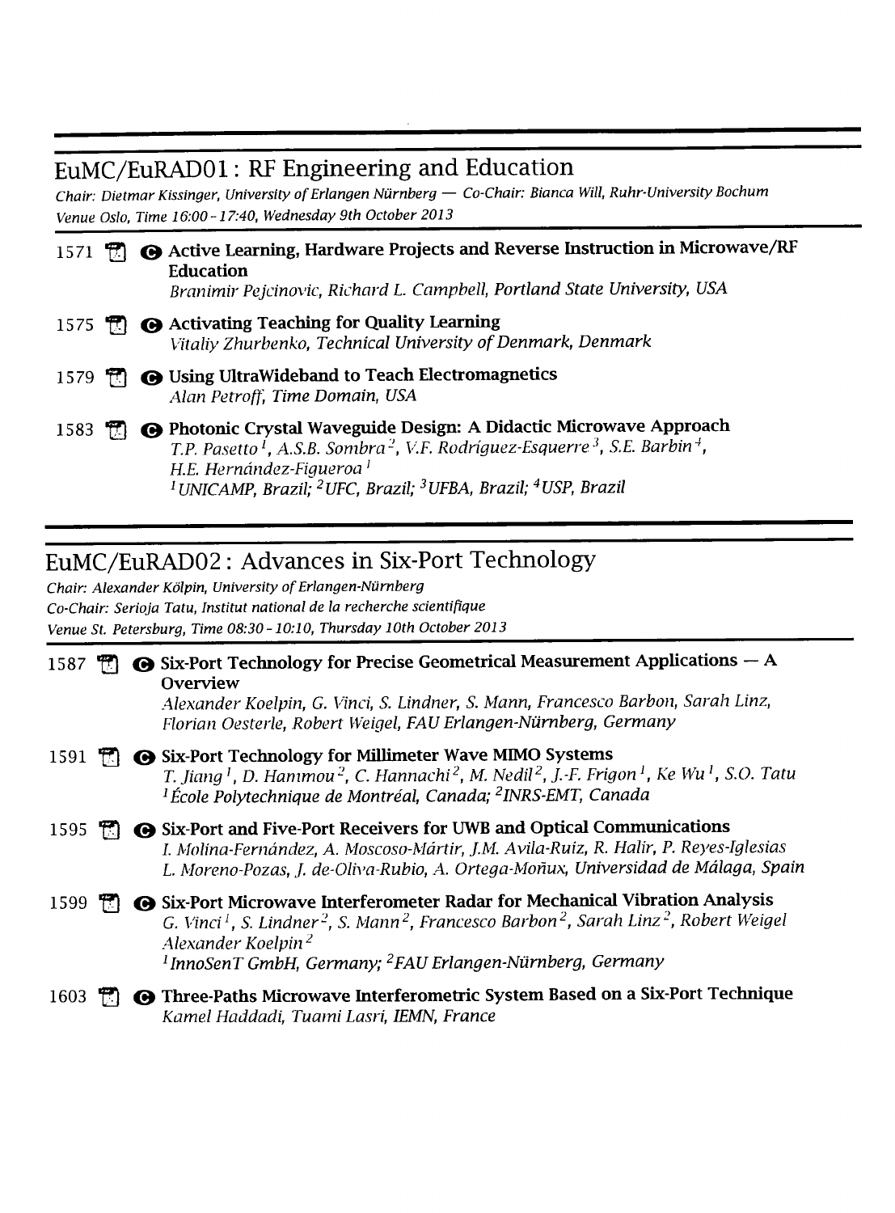## EuMC/EuRAD01: RF Engineering and Education

*Chair: Dietmar Kissinger, University of Erlangen Nürnberg — Co-Chair: Bianca Will, Ruhr-University Bochum*
*Venue Oslo, Time 16:00 - 17:40, Wednesday 9th October 2013*

1571 **Active Learning, Hardware Projects and Reverse Instruction in Microwave/RF Education**
*Branimir Pejcinovic, Richard L. Campbell, Portland State University, USA*

1575 **Activating Teaching for Quality Learning**
*Vitaliy Zhurbenko, Technical University of Denmark, Denmark*

1579 **Using UltraWideband to Teach Electromagnetics**
*Alan Petroff, Time Domain, USA*

1583 **Photonic Crystal Waveguide Design: A Didactic Microwave Approach**
*T.P. Pasetto [1], A.S.B. Sombra [2], V.F. Rodriguez-Esquerre [3], S.E. Barbin [4], H.E. Hernández-Figueroa [1]*
*[1] UNICAMP, Brazil; [2] UFC, Brazil; [3] UFBA, Brazil; [4] USP, Brazil*

## EuMC/EuRAD02: Advances in Six-Port Technology

*Chair: Alexander Kölpin, University of Erlangen-Nürnberg*
*Co-Chair: Serioja Tatu, Institut national de la recherche scientifique*
*Venue St. Petersburg, Time 08:30 - 10:10, Thursday 10th October 2013*

1587 **Six-Port Technology for Precise Geometrical Measurement Applications — A Overview**
*Alexander Koelpin, G. Vinci, S. Lindner, S. Mann, Francesco Barbon, Sarah Linz, Florian Oesterle, Robert Weigel, FAU Erlangen-Nürnberg, Germany*

1591 **Six-Port Technology for Millimeter Wave MIMO Systems**
*T. Jiang [1], D. Hammou [2], C. Hannachi [2], M. Nedil [2], J.-F. Frigon [1], Ke Wu [1], S.O. Tatu*
*[1] École Polytechnique de Montréal, Canada; [2] INRS-EMT, Canada*

1595 **Six-Port and Five-Port Receivers for UWB and Optical Communications**
*I. Molina-Fernández, A. Moscoso-Mártir, J.M. Avila-Ruiz, R. Halir, P. Reyes-Iglesias L. Moreno-Pozas, J. de-Oliva-Rubio, A. Ortega-Moñux, Universidad de Málaga, Spain*

1599 **Six-Port Microwave Interferometer Radar for Mechanical Vibration Analysis**
*G. Vinci [1], S. Lindner [2], S. Mann [2], Francesco Barbon [2], Sarah Linz [2], Robert Weigel Alexander Koelpin [2]*
*[1] InnoSenT GmbH, Germany; [2] FAU Erlangen-Nürnberg, Germany*

1603 **Three-Paths Microwave Interferometric System Based on a Six-Port Technique**
*Kamel Haddadi, Tuami Lasri, IEMN, France*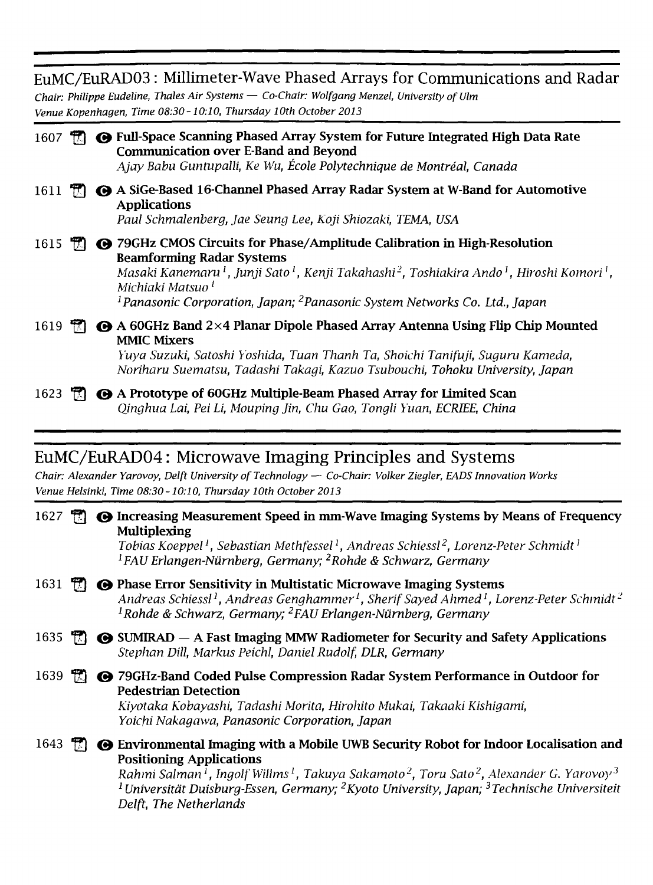## EuMC/EuRAD03: Millimeter-Wave Phased Arrays for Communications and Radar

*Chair: Philippe Eudeline, Thales Air Systems — Co-Chair: Wolfgang Menzel, University of Ulm*
*Venue Kopenhagen, Time 08:30 - 10:10, Thursday 10th October 2013*

1607 **Full-Space Scanning Phased Array System for Future Integrated High Data Rate Communication over E-Band and Beyond**
*Ajay Babu Guntupalli, Ke Wu, École Polytechnique de Montréal, Canada*

1611 **A SiGe-Based 16-Channel Phased Array Radar System at W-Band for Automotive Applications**
*Paul Schmalenberg, Jae Seung Lee, Koji Shiozaki, TEMA, USA*

1615 **79GHz CMOS Circuits for Phase/Amplitude Calibration in High-Resolution Beamforming Radar Systems**
*Masaki Kanemaru[1], Junji Sato[1], Kenji Takahashi[2], Toshiakira Ando[1], Hiroshi Komori[1], Michiaki Matsuo[1]*
*[1]Panasonic Corporation, Japan; [2]Panasonic System Networks Co. Ltd., Japan*

1619 **A 60GHz Band 2×4 Planar Dipole Phased Array Antenna Using Flip Chip Mounted MMIC Mixers**
*Yuya Suzuki, Satoshi Yoshida, Tuan Thanh Ta, Shoichi Tanifuji, Suguru Kameda, Noriharu Suematsu, Tadashi Takagi, Kazuo Tsubouchi, Tohoku University, Japan*

1623 **A Prototype of 60GHz Multiple-Beam Phased Array for Limited Scan**
*Qinghua Lai, Pei Li, Mouping Jin, Chu Gao, Tongli Yuan, ECRIEE, China*

## EuMC/EuRAD04: Microwave Imaging Principles and Systems

*Chair: Alexander Yarovoy, Delft University of Technology — Co-Chair: Volker Ziegler, EADS Innovation Works*
*Venue Helsinki, Time 08:30 - 10:10, Thursday 10th October 2013*

1627 **Increasing Measurement Speed in mm-Wave Imaging Systems by Means of Frequency Multiplexing**
*Tobias Koeppel[1], Sebastian Methfessel[1], Andreas Schiessl[2], Lorenz-Peter Schmidt[1]*
*[1]FAU Erlangen-Nürnberg, Germany; [2]Rohde & Schwarz, Germany*

1631 **Phase Error Sensitivity in Multistatic Microwave Imaging Systems**
*Andreas Schiessl[1], Andreas Genghammer[1], Sherif Sayed Ahmed[1], Lorenz-Peter Schmidt[2]*
*[1]Rohde & Schwarz, Germany; [2]FAU Erlangen-Nürnberg, Germany*

1635 **SUMIRAD — A Fast Imaging MMW Radiometer for Security and Safety Applications**
*Stephan Dill, Markus Peichl, Daniel Rudolf, DLR, Germany*

1639 **79GHz-Band Coded Pulse Compression Radar System Performance in Outdoor for Pedestrian Detection**
*Kiyotaka Kobayashi, Tadashi Morita, Hirohito Mukai, Takaaki Kishigami, Yoichi Nakagawa, Panasonic Corporation, Japan*

1643 **Environmental Imaging with a Mobile UWB Security Robot for Indoor Localisation and Positioning Applications**
*Rahmi Salman[1], Ingolf Willms[1], Takuya Sakamoto[2], Toru Sato[2], Alexander G. Yarovoy[3]*
*[1]Universität Duisburg-Essen, Germany; [2]Kyoto University, Japan; [3]Technische Universiteit Delft, The Netherlands*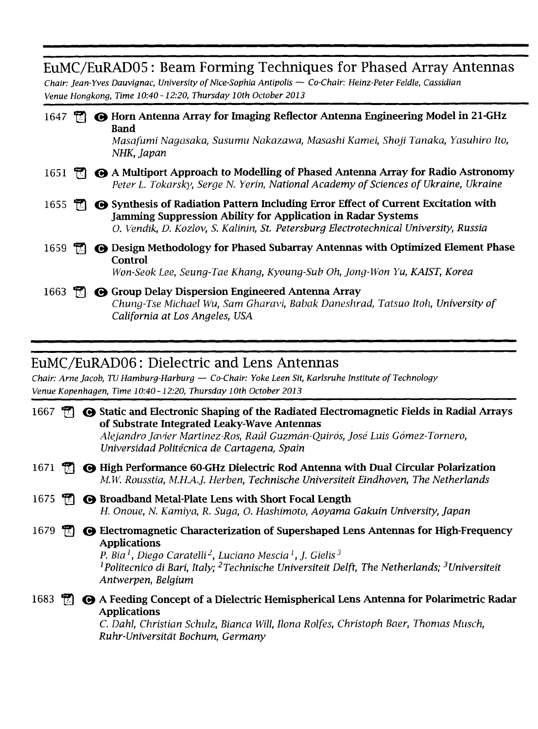## EuMC/EuRAD05 : Beam Forming Techniques for Phased Array Antennas

*Chair: Jean-Yves Dauvignac, University of Nice-Sophia Antipolis — Co-Chair: Heinz-Peter Feldle, Cassidian*
*Venue Hongkong, Time 10:40 - 12:20, Thursday 10th October 2013*

1647 **Horn Antenna Array for Imaging Reflector Antenna Engineering Model in 21-GHz Band**
*Masafumi Nagasaka, Susumu Nakazawa, Masashi Kamei, Shoji Tanaka, Yasuhiro Ito, NHK, Japan*

1651 **A Multiport Approach to Modelling of Phased Antenna Array for Radio Astronomy**
*Peter L. Tokarsky, Serge N. Yerin, National Academy of Sciences of Ukraine, Ukraine*

1655 **Synthesis of Radiation Pattern Including Error Effect of Current Excitation with Jamming Suppression Ability for Application in Radar Systems**
*O. Vendik, D. Kozlov, S. Kalinin, St. Petersburg Electrotechnical University, Russia*

1659 **Design Methodology for Phased Subarray Antennas with Optimized Element Phase Control**
*Won-Seok Lee, Seung-Tae Khang, Kyoung-Sub Oh, Jong-Won Yu, KAIST, Korea*

1663 **Group Delay Dispersion Engineered Antenna Array**
*Chung-Tse Michael Wu, Sam Gharavi, Babak Daneshrad, Tatsuo Itoh, University of California at Los Angeles, USA*

## EuMC/EuRAD06 : Dielectric and Lens Antennas

*Chair: Arne Jacob, TU Hamburg-Harburg — Co-Chair: Yoke Leen Sit, Karlsruhe Institute of Technology*
*Venue Kopenhagen, Time 10:40 - 12:20, Thursday 10th October 2013*

1667 **Static and Electronic Shaping of the Radiated Electromagnetic Fields in Radial Arrays of Substrate Integrated Leaky-Wave Antennas**
*Alejandro Javier Martinez-Ros, Raúl Guzmán-Quirós, José Luis Gómez-Tornero, Universidad Politécnica de Cartagena, Spain*

1671 **High Performance 60-GHz Dielectric Rod Antenna with Dual Circular Polarization**
*M.W. Rousstia, M.H.A.J. Herben, Technische Universiteit Eindhoven, The Netherlands*

1675 **Broadband Metal-Plate Lens with Short Focal Length**
*H. Onoue, N. Kamiya, R. Suga, O. Hashimoto, Aoyama Gakuin University, Japan*

1679 **Electromagnetic Characterization of Supershaped Lens Antennas for High-Frequency Applications**
*P. Bia [1], Diego Caratelli [2], Luciano Mescia [1], J. Gielis [3]*
*[1] Politecnico di Bari, Italy; [2] Technische Universiteit Delft, The Netherlands; [3] Universiteit Antwerpen, Belgium*

1683 **A Feeding Concept of a Dielectric Hemispherical Lens Antenna for Polarimetric Radar Applications**
*C. Dahl, Christian Schulz, Bianca Will, Ilona Rolfes, Christoph Baer, Thomas Musch, Ruhr-Universität Bochum, Germany*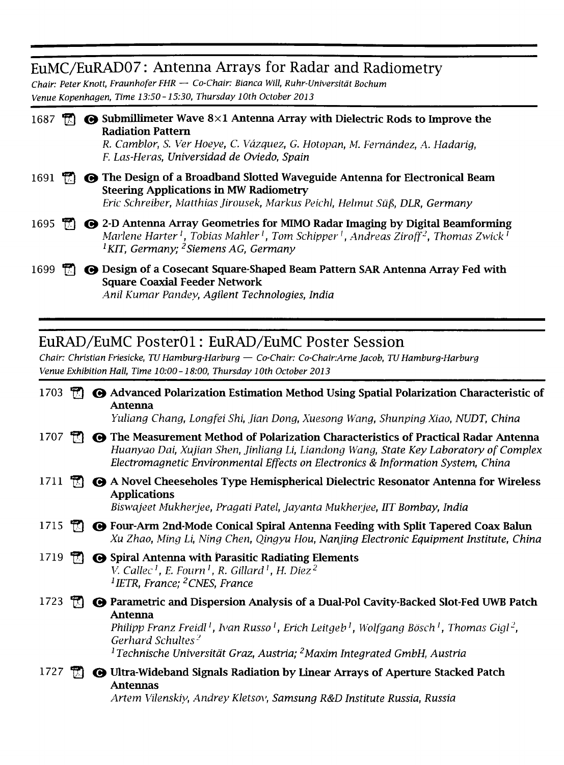## EuMC/EuRAD07: Antenna Arrays for Radar and Radiometry

*Chair: Peter Knott, Fraunhofer FHR — Co-Chair: Bianca Will, Ruhr-Universität Bochum*
*Venue Kopenhagen, Time 13:50 - 15:30, Thursday 10th October 2013*

1687 **Submillimeter Wave 8×1 Antenna Array with Dielectric Rods to Improve the Radiation Pattern**
*R. Camblor, S. Ver Hoeye, C. Vázquez, G. Hotopan, M. Fernández, A. Hadarig, F. Las-Heras, Universidad de Oviedo, Spain*

1691 **The Design of a Broadband Slotted Waveguide Antenna for Electronical Beam Steering Applications in MW Radiometry**
*Eric Schreiber, Matthias Jirousek, Markus Peichl, Helmut Süß, DLR, Germany*

1695 **2-D Antenna Array Geometries for MIMO Radar Imaging by Digital Beamforming**
*Marlene Harter[1], Tobias Mahler[1], Tom Schipper[1], Andreas Ziroff[2], Thomas Zwick[1]*
*[1]KIT, Germany; [2]Siemens AG, Germany*

1699 **Design of a Cosecant Square-Shaped Beam Pattern SAR Antenna Array Fed with Square Coaxial Feeder Network**
*Anil Kumar Pandey, Agilent Technologies, India*

## EuRAD/EuMC Poster01: EuRAD/EuMC Poster Session

*Chair: Christian Friesicke, TU Hamburg-Harburg — Co-Chair: Co-Chair:Arne Jacob, TU Hamburg-Harburg*
*Venue Exhibition Hall, Time 10:00 - 18:00, Thursday 10th October 2013*

1703 **Advanced Polarization Estimation Method Using Spatial Polarization Characteristic of Antenna**
*Yuliang Chang, Longfei Shi, Jian Dong, Xuesong Wang, Shunping Xiao, NUDT, China*

1707 **The Measurement Method of Polarization Characteristics of Practical Radar Antenna**
*Huanyao Dai, Xujian Shen, Jinliang Li, Liandong Wang, State Key Laboratory of Complex Electromagnetic Environmental Effects on Electronics & Information System, China*

1711 **A Novel Cheeseholes Type Hemispherical Dielectric Resonator Antenna for Wireless Applications**
*Biswajeet Mukherjee, Pragati Patel, Jayanta Mukherjee, IIT Bombay, India*

1715 **Four-Arm 2nd-Mode Conical Spiral Antenna Feeding with Split Tapered Coax Balun**
*Xu Zhao, Ming Li, Ning Chen, Qingyu Hou, Nanjing Electronic Equipment Institute, China*

1719 **Spiral Antenna with Parasitic Radiating Elements**
*V. Callec[1], E. Fourn[1], R. Gillard[1], H. Diez[2]*
*[1]IETR, France; [2]CNES, France*

1723 **Parametric and Dispersion Analysis of a Dual-Pol Cavity-Backed Slot-Fed UWB Patch Antenna**
*Philipp Franz Freidl[1], Ivan Russo[1], Erich Leitgeb[1], Wolfgang Bösch[1], Thomas Gigl[2], Gerhard Schultes[2]*
*[1]Technische Universität Graz, Austria; [2]Maxim Integrated GmbH, Austria*

1727 **Ultra-Wideband Signals Radiation by Linear Arrays of Aperture Stacked Patch Antennas**
*Artem Vilenskiy, Andrey Kletsov, Samsung R&D Institute Russia, Russia*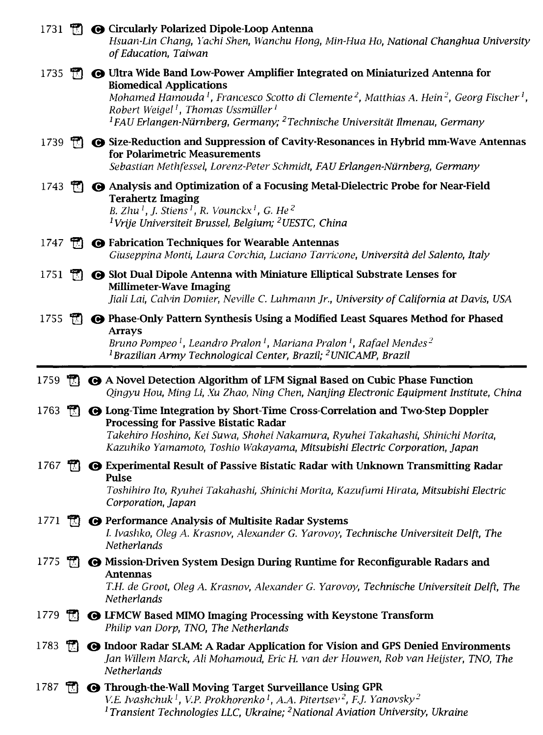1731 **Circularly Polarized Dipole-Loop Antenna**
*Hsuan-Lin Chang, Yachi Shen, Wanchu Hong, Min-Hua Ho, National Changhua University of Education, Taiwan*

1735 **Ultra Wide Band Low-Power Amplifier Integrated on Miniaturized Antenna for Biomedical Applications**
*Mohamed Hamouda [1], Francesco Scotto di Clemente [2], Matthias A. Hein [2], Georg Fischer [1], Robert Weigel [1], Thomas Ussmüller [1]*
*[1] FAU Erlangen-Nürnberg, Germany; [2] Technische Universität Ilmenau, Germany*

1739 **Size-Reduction and Suppression of Cavity-Resonances in Hybrid mm-Wave Antennas for Polarimetric Measurements**
*Sebastian Methfessel, Lorenz-Peter Schmidt, FAU Erlangen-Nürnberg, Germany*

1743 **Analysis and Optimization of a Focusing Metal-Dielectric Probe for Near-Field Terahertz Imaging**
*B. Zhu [1], J. Stiens [1], R. Vounckx [1], G. He [2]*
*[1] Vrije Universiteit Brussel, Belgium; [2] UESTC, China*

1747 **Fabrication Techniques for Wearable Antennas**
*Giuseppina Monti, Laura Corchia, Luciano Tarricone, Università del Salento, Italy*

1751 **Slot Dual Dipole Antenna with Miniature Elliptical Substrate Lenses for Millimeter-Wave Imaging**
*Jiali Lai, Calvin Domier, Neville C. Luhmann Jr., University of California at Davis, USA*

1755 **Phase-Only Pattern Synthesis Using a Modified Least Squares Method for Phased Arrays**
*Bruno Pompeo [1], Leandro Pralon [1], Mariana Pralon [1], Rafael Mendes [2]*
*[1] Brazilian Army Technological Center, Brazil; [2] UNICAMP, Brazil*

---

1759 **A Novel Detection Algorithm of LFM Signal Based on Cubic Phase Function**
*Qingyu Hou, Ming Li, Xu Zhao, Ning Chen, Nanjing Electronic Equipment Institute, China*

1763 **Long-Time Integration by Short-Time Cross-Correlation and Two-Step Doppler Processing for Passive Bistatic Radar**
*Takehiro Hoshino, Kei Suwa, Shohei Nakamura, Ryuhei Takahashi, Shinichi Morita, Kazuhiko Yamamoto, Toshio Wakayama, Mitsubishi Electric Corporation, Japan*

1767 **Experimental Result of Passive Bistatic Radar with Unknown Transmitting Radar Pulse**
*Toshihiro Ito, Ryuhei Takahashi, Shinichi Morita, Kazufumi Hirata, Mitsubishi Electric Corporation, Japan*

1771 **Performance Analysis of Multisite Radar Systems**
*I. Ivashko, Oleg A. Krasnov, Alexander G. Yarovoy, Technische Universiteit Delft, The Netherlands*

1775 **Mission-Driven System Design During Runtime for Reconfigurable Radars and Antennas**
*T.H. de Groot, Oleg A. Krasnov, Alexander G. Yarovoy, Technische Universiteit Delft, The Netherlands*

1779 **LFMCW Based MIMO Imaging Processing with Keystone Transform**
*Philip van Dorp, TNO, The Netherlands*

1783 **Indoor Radar SLAM: A Radar Application for Vision and GPS Denied Environments**
*Jan Willem Marck, Ali Mohamoud, Eric H. van der Houwen, Rob van Heijster, TNO, The Netherlands*

1787 **Through-the-Wall Moving Target Surveillance Using GPR**
*V.E. Ivashchuk [1], V.P. Prokhorenko [1], A.A. Pitertsev [2], F.J. Yanovsky [2]*
*[1] Transient Technologies LLC, Ukraine; [2] National Aviation University, Ukraine*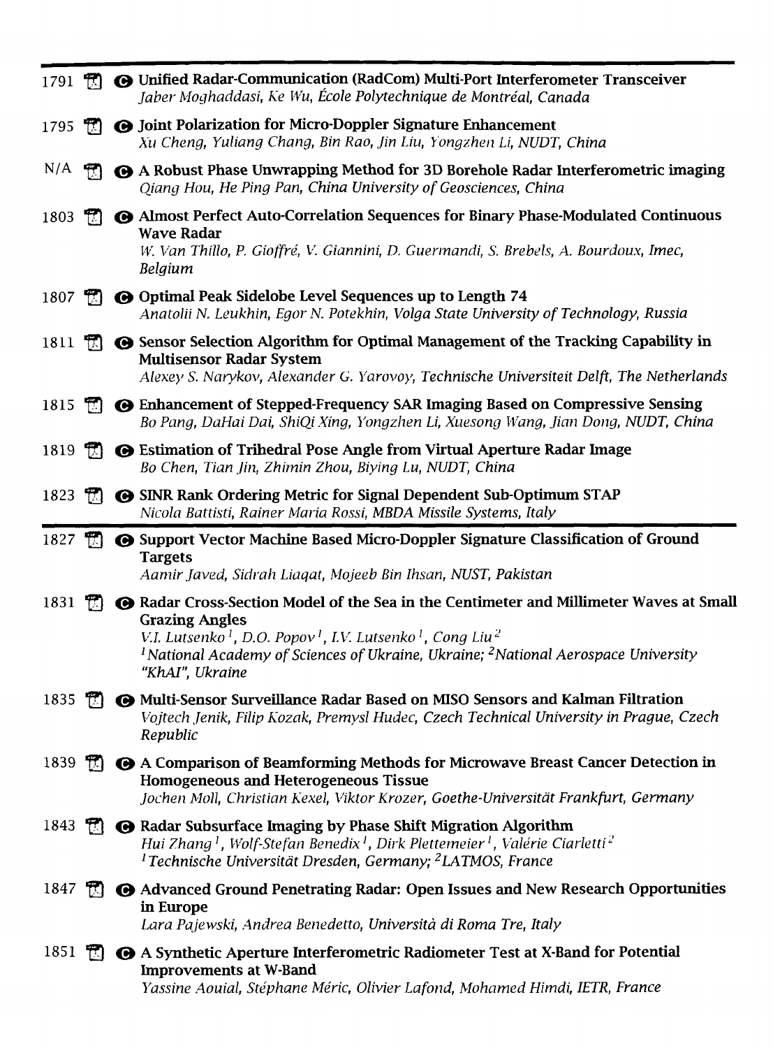1791 **Unified Radar-Communication (RadCom) Multi-Port Interferometer Transceiver**
*Jaber Moghaddasi, Ke Wu, École Polytechnique de Montréal, Canada*

1795 **Joint Polarization for Micro-Doppler Signature Enhancement**
*Xu Cheng, Yuliang Chang, Bin Rao, Jin Liu, Yongzhen Li, NUDT, China*

N/A **A Robust Phase Unwrapping Method for 3D Borehole Radar Interferometric imaging**
*Qiang Hou, He Ping Pan, China University of Geosciences, China*

1803 **Almost Perfect Auto-Correlation Sequences for Binary Phase-Modulated Continuous Wave Radar**
*W. Van Thillo, P. Gioffré, V. Giannini, D. Guermandi, S. Brebels, A. Bourdoux, Imec, Belgium*

1807 **Optimal Peak Sidelobe Level Sequences up to Length 74**
*Anatolii N. Leukhin, Egor N. Potekhin, Volga State University of Technology, Russia*

1811 **Sensor Selection Algorithm for Optimal Management of the Tracking Capability in Multisensor Radar System**
*Alexey S. Narykov, Alexander G. Yarovoy, Technische Universiteit Delft, The Netherlands*

1815 **Enhancement of Stepped-Frequency SAR Imaging Based on Compressive Sensing**
*Bo Pang, DaHai Dai, ShiQi Xing, Yongzhen Li, Xuesong Wang, Jian Dong, NUDT, China*

1819 **Estimation of Trihedral Pose Angle from Virtual Aperture Radar Image**
*Bo Chen, Tian Jin, Zhimin Zhou, Biying Lu, NUDT, China*

1823 **SINR Rank Ordering Metric for Signal Dependent Sub-Optimum STAP**
*Nicola Battisti, Rainer Maria Rossi, MBDA Missile Systems, Italy*

---

1827 **Support Vector Machine Based Micro-Doppler Signature Classification of Ground Targets**
*Aamir Javed, Sidrah Liaqat, Mojeeb Bin Ihsan, NUST, Pakistan*

1831 **Radar Cross-Section Model of the Sea in the Centimeter and Millimeter Waves at Small Grazing Angles**
*V.I. Lutsenko [1], D.O. Popov [1], I.V. Lutsenko [1], Cong Liu [2]*
*[1] National Academy of Sciences of Ukraine, Ukraine; [2] National Aerospace University "KhAI", Ukraine*

1835 **Multi-Sensor Surveillance Radar Based on MISO Sensors and Kalman Filtration**
*Vojtech Jenik, Filip Kozak, Premysl Hudec, Czech Technical University in Prague, Czech Republic*

1839 **A Comparison of Beamforming Methods for Microwave Breast Cancer Detection in Homogeneous and Heterogeneous Tissue**
*Jochen Moll, Christian Kexel, Viktor Krozer, Goethe-Universität Frankfurt, Germany*

1843 **Radar Subsurface Imaging by Phase Shift Migration Algorithm**
*Hui Zhang [1], Wolf-Stefan Benedix [1], Dirk Plettemeier [1], Valérie Ciarletti [2]*
*[1] Technische Universität Dresden, Germany; [2] LATMOS, France*

1847 **Advanced Ground Penetrating Radar: Open Issues and New Research Opportunities in Europe**
*Lara Pajewski, Andrea Benedetto, Università di Roma Tre, Italy*

1851 **A Synthetic Aperture Interferometric Radiometer Test at X-Band for Potential Improvements at W-Band**
*Yassine Aouial, Stéphane Méric, Olivier Lafond, Mohamed Himdi, IETR, France*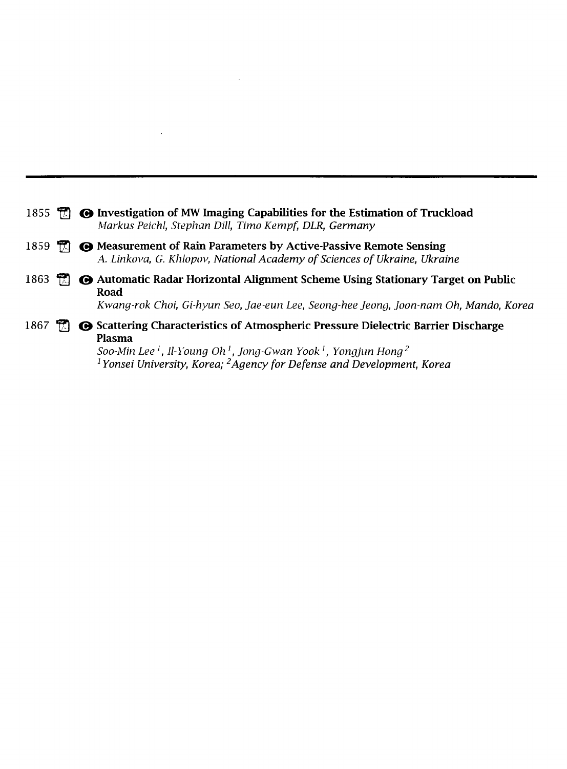1855 **Investigation of MW Imaging Capabilities for the Estimation of Truckload**
*Markus Peichl, Stephan Dill, Timo Kempf, DLR, Germany*

1859 **Measurement of Rain Parameters by Active-Passive Remote Sensing**
*A. Linkova, G. Khlopov, National Academy of Sciences of Ukraine, Ukraine*

1863 **Automatic Radar Horizontal Alignment Scheme Using Stationary Target on Public Road**
*Kwang-rok Choi, Gi-hyun Seo, Jae-eun Lee, Seong-hee Jeong, Joon-nam Oh, Mando, Korea*

1867 **Scattering Characteristics of Atmospheric Pressure Dielectric Barrier Discharge Plasma**
*Soo-Min Lee [1], Il-Young Oh [1], Jong-Gwan Yook [1], Yongjun Hong [2]*
*[1] Yonsei University, Korea; [2] Agency for Defense and Development, Korea*